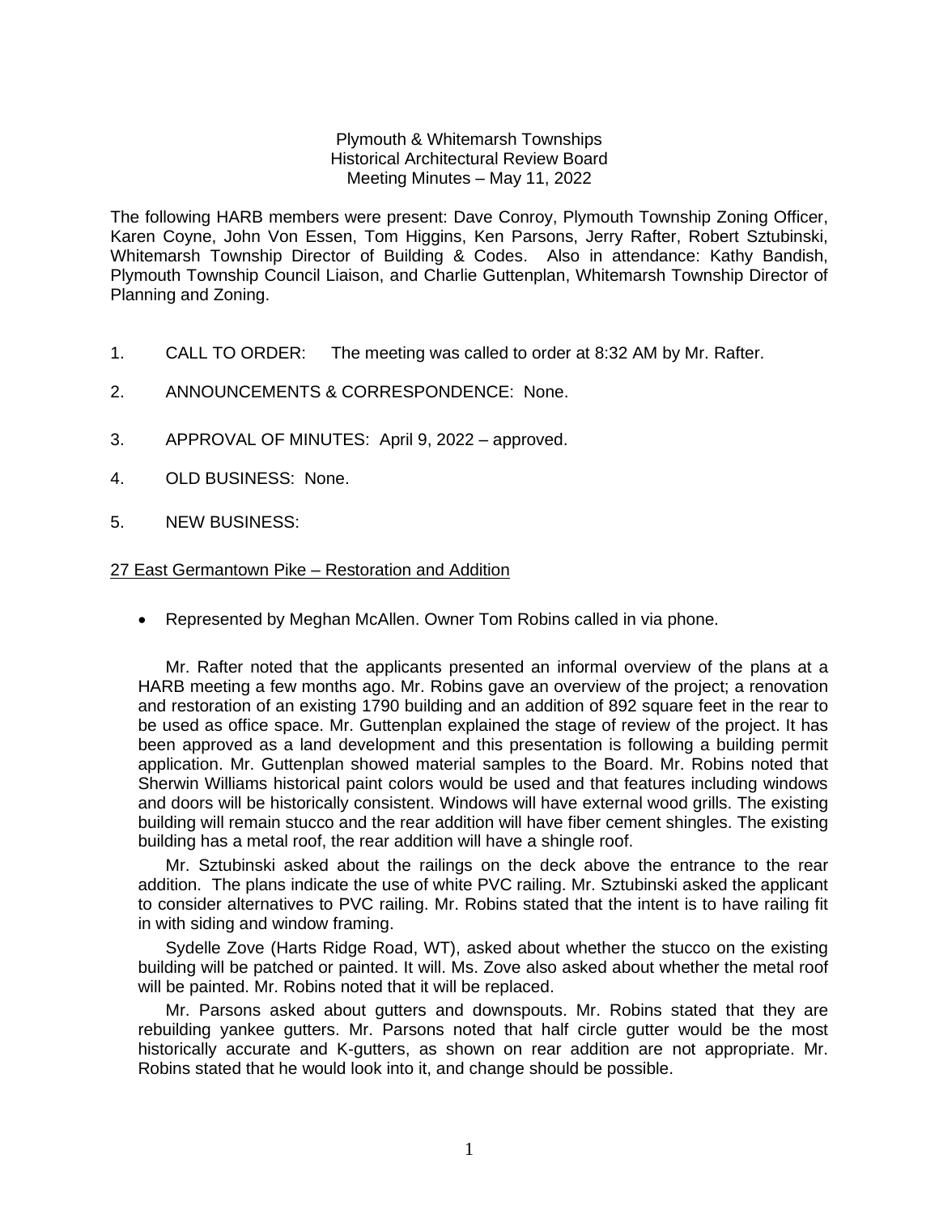Plymouth & Whitemarsh Townships
Historical Architectural Review Board
Meeting Minutes – May 11, 2022

The following HARB members were present: Dave Conroy, Plymouth Township Zoning Officer, Karen Coyne, John Von Essen, Tom Higgins, Ken Parsons, Jerry Rafter, Robert Sztubinski, Whitemarsh Township Director of Building & Codes. Also in attendance: Kathy Bandish, Plymouth Township Council Liaison, and Charlie Guttenplan, Whitemarsh Township Director of Planning and Zoning.

1. CALL TO ORDER: The meeting was called to order at 8:32 AM by Mr. Rafter.

2. ANNOUNCEMENTS & CORRESPONDENCE: None.

3. APPROVAL OF MINUTES: April 9, 2022 – approved.

4. OLD BUSINESS: None.

5. NEW BUSINESS:

<u>27 East Germantown Pike – Restoration and Addition</u>

- Represented by Meghan McAllen. Owner Tom Robins called in via phone.

Mr. Rafter noted that the applicants presented an informal overview of the plans at a HARB meeting a few months ago. Mr. Robins gave an overview of the project; a renovation and restoration of an existing 1790 building and an addition of 892 square feet in the rear to be used as office space. Mr. Guttenplan explained the stage of review of the project. It has been approved as a land development and this presentation is following a building permit application. Mr. Guttenplan showed material samples to the Board. Mr. Robins noted that Sherwin Williams historical paint colors would be used and that features including windows and doors will be historically consistent. Windows will have external wood grills. The existing building will remain stucco and the rear addition will have fiber cement shingles. The existing building has a metal roof, the rear addition will have a shingle roof.

Mr. Sztubinski asked about the railings on the deck above the entrance to the rear addition. The plans indicate the use of white PVC railing. Mr. Sztubinski asked the applicant to consider alternatives to PVC railing. Mr. Robins stated that the intent is to have railing fit in with siding and window framing.

Sydelle Zove (Harts Ridge Road, WT), asked about whether the stucco on the existing building will be patched or painted. It will. Ms. Zove also asked about whether the metal roof will be painted. Mr. Robins noted that it will be replaced.

Mr. Parsons asked about gutters and downspouts. Mr. Robins stated that they are rebuilding yankee gutters. Mr. Parsons noted that half circle gutter would be the most historically accurate and K-gutters, as shown on rear addition are not appropriate. Mr. Robins stated that he would look into it, and change should be possible.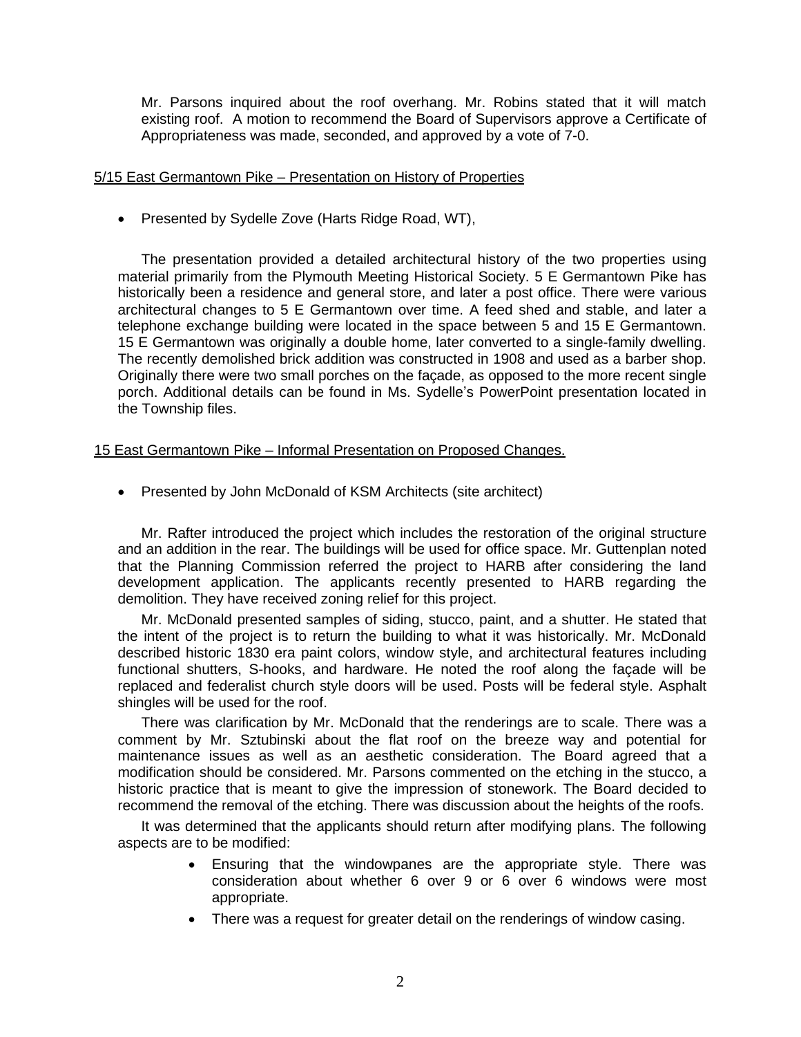Mr. Parsons inquired about the roof overhang. Mr. Robins stated that it will match existing roof. A motion to recommend the Board of Supervisors approve a Certificate of Appropriateness was made, seconded, and approved by a vote of 7-0.

<u>5/15 East Germantown Pike – Presentation on History of Properties</u>

- Presented by Sydelle Zove (Harts Ridge Road, WT),

The presentation provided a detailed architectural history of the two properties using material primarily from the Plymouth Meeting Historical Society. 5 E Germantown Pike has historically been a residence and general store, and later a post office. There were various architectural changes to 5 E Germantown over time. A feed shed and stable, and later a telephone exchange building were located in the space between 5 and 15 E Germantown. 15 E Germantown was originally a double home, later converted to a single-family dwelling. The recently demolished brick addition was constructed in 1908 and used as a barber shop. Originally there were two small porches on the façade, as opposed to the more recent single porch. Additional details can be found in Ms. Sydelle's PowerPoint presentation located in the Township files.

<u>15 East Germantown Pike – Informal Presentation on Proposed Changes.</u>

- Presented by John McDonald of KSM Architects (site architect)

Mr. Rafter introduced the project which includes the restoration of the original structure and an addition in the rear. The buildings will be used for office space. Mr. Guttenplan noted that the Planning Commission referred the project to HARB after considering the land development application. The applicants recently presented to HARB regarding the demolition. They have received zoning relief for this project.

Mr. McDonald presented samples of siding, stucco, paint, and a shutter. He stated that the intent of the project is to return the building to what it was historically. Mr. McDonald described historic 1830 era paint colors, window style, and architectural features including functional shutters, S-hooks, and hardware. He noted the roof along the façade will be replaced and federalist church style doors will be used. Posts will be federal style. Asphalt shingles will be used for the roof.

There was clarification by Mr. McDonald that the renderings are to scale. There was a comment by Mr. Sztubinski about the flat roof on the breeze way and potential for maintenance issues as well as an aesthetic consideration. The Board agreed that a modification should be considered. Mr. Parsons commented on the etching in the stucco, a historic practice that is meant to give the impression of stonework. The Board decided to recommend the removal of the etching. There was discussion about the heights of the roofs.

It was determined that the applicants should return after modifying plans. The following aspects are to be modified:

- Ensuring that the windowpanes are the appropriate style. There was consideration about whether 6 over 9 or 6 over 6 windows were most appropriate.
- There was a request for greater detail on the renderings of window casing.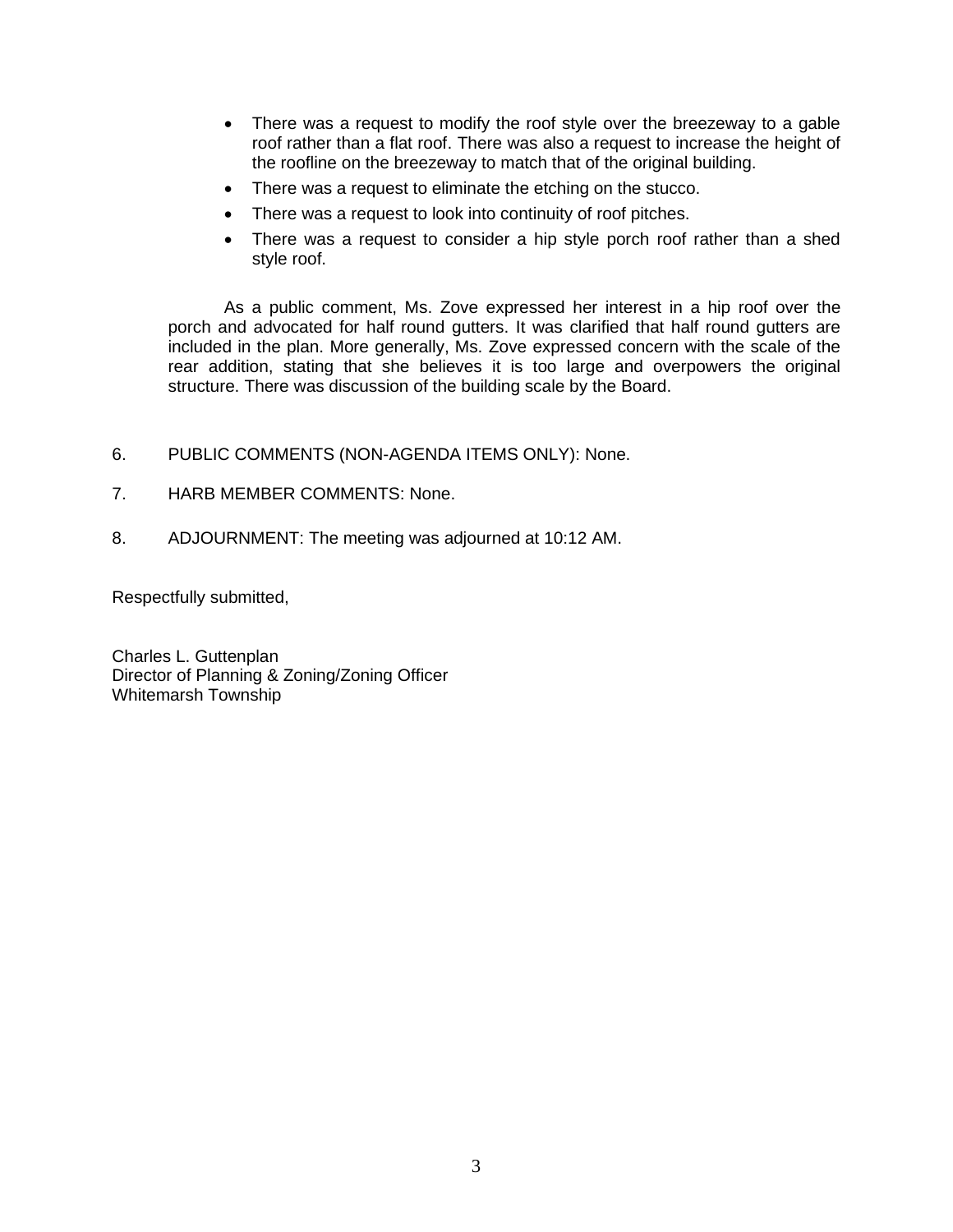- There was a request to modify the roof style over the breezeway to a gable roof rather than a flat roof. There was also a request to increase the height of the roofline on the breezeway to match that of the original building.
- There was a request to eliminate the etching on the stucco.
- There was a request to look into continuity of roof pitches.
- There was a request to consider a hip style porch roof rather than a shed style roof.

As a public comment, Ms. Zove expressed her interest in a hip roof over the porch and advocated for half round gutters. It was clarified that half round gutters are included in the plan. More generally, Ms. Zove expressed concern with the scale of the rear addition, stating that she believes it is too large and overpowers the original structure. There was discussion of the building scale by the Board.

6. PUBLIC COMMENTS (NON-AGENDA ITEMS ONLY): None.

7. HARB MEMBER COMMENTS: None.

8. ADJOURNMENT: The meeting was adjourned at 10:12 AM.

Respectfully submitted,

Charles L. Guttenplan
Director of Planning & Zoning/Zoning Officer
Whitemarsh Township